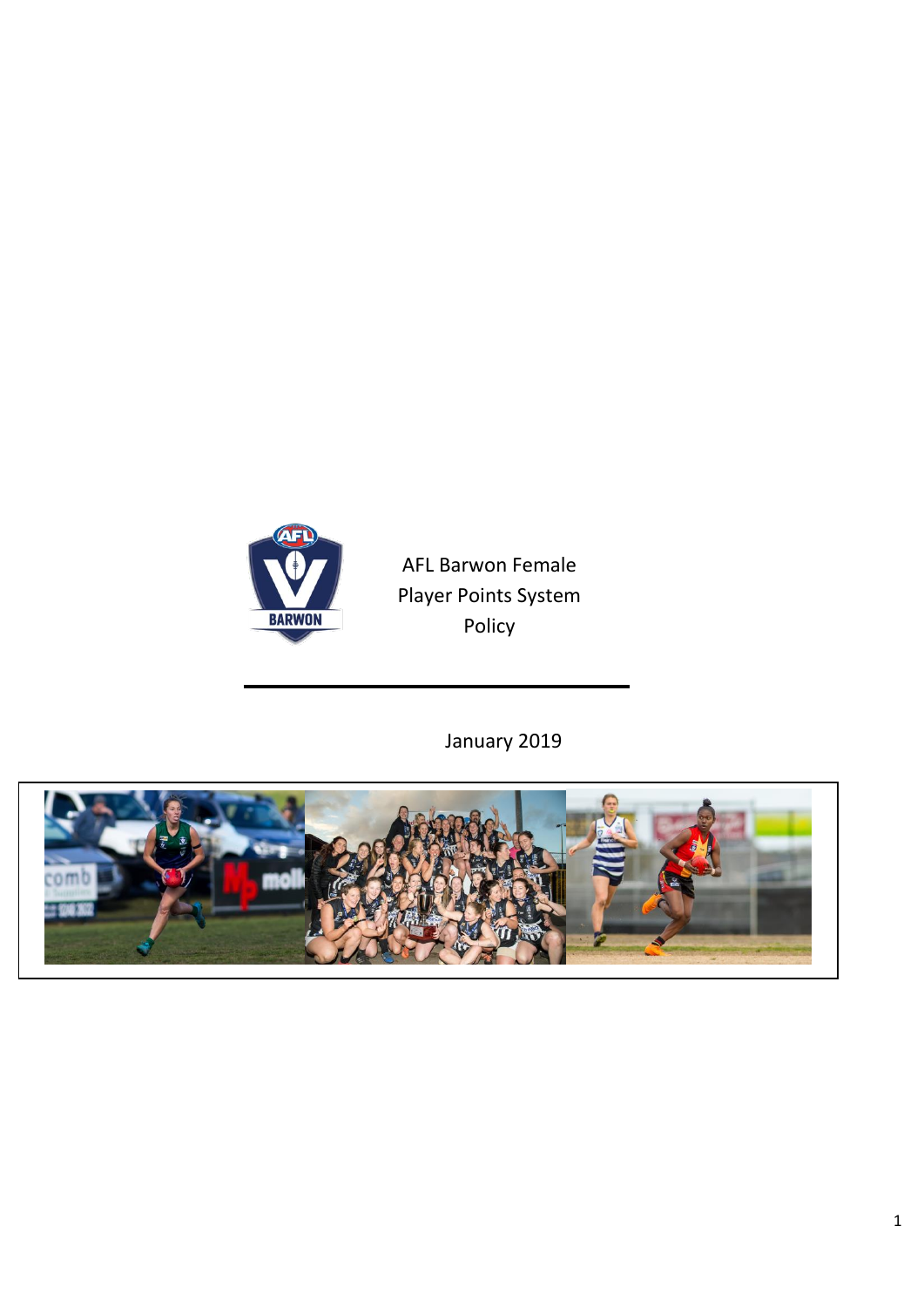# AFL Barwon Female Player Points System Policy

January 2019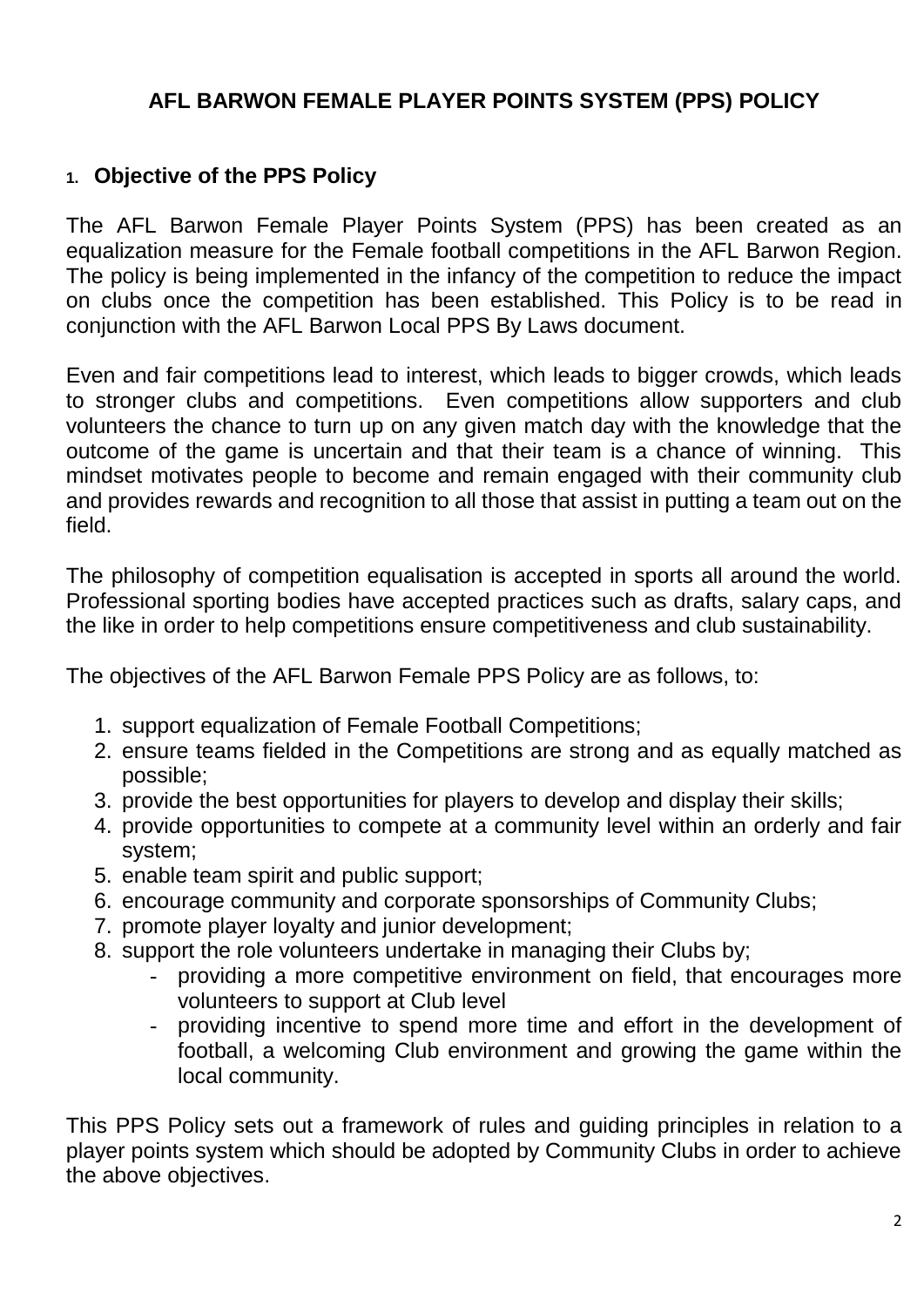# AFL BARWON FEMALE PLAYER POINTS SYSTEM (PPS) POLICY

## 1. Objective of the PPS Policy

The AFL Barwon Female Player Points System (PPS) has been created as an equalization measure for the Female football competitions in the AFL Barwon Region. The policy is being implemented in the infancy of the competition to reduce the impact on clubs once the competition has been established. This Policy is to be read in conjunction with the AFL Barwon Local PPS By Laws document.

Even and fair competitions lead to interest, which leads to bigger crowds, which leads to stronger clubs and competitions. Even competitions allow supporters and club volunteers the chance to turn up on any given match day with the knowledge that the outcome of the game is uncertain and that their team is a chance of winning. This mindset motivates people to become and remain engaged with their community club and provides rewards and recognition to all those that assist in putting a team out on the field.

The philosophy of competition equalisation is accepted in sports all around the world. Professional sporting bodies have accepted practices such as drafts, salary caps, and the like in order to help competitions ensure competitiveness and club sustainability.

The objectives of the AFL Barwon Female PPS Policy are as follows, to:

1. support equalization of Female Football Competitions;
2. ensure teams fielded in the Competitions are strong and as equally matched as possible;
3. provide the best opportunities for players to develop and display their skills;
4. provide opportunities to compete at a community level within an orderly and fair system;
5. enable team spirit and public support;
6. encourage community and corporate sponsorships of Community Clubs;
7. promote player loyalty and junior development;
8. support the role volunteers undertake in managing their Clubs by;
    - providing a more competitive environment on field, that encourages more volunteers to support at Club level
    - providing incentive to spend more time and effort in the development of football, a welcoming Club environment and growing the game within the local community.

This PPS Policy sets out a framework of rules and guiding principles in relation to a player points system which should be adopted by Community Clubs in order to achieve the above objectives.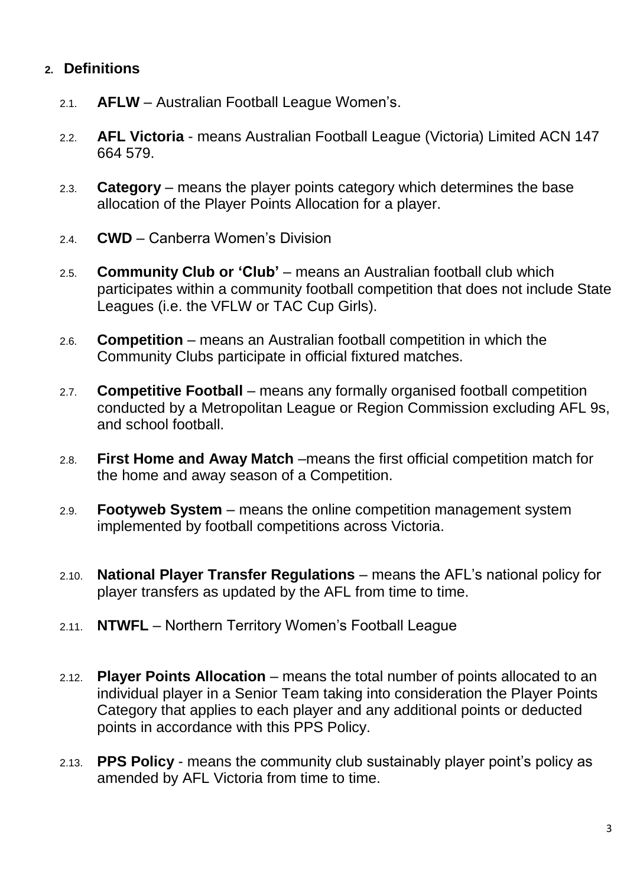## 2. Definitions

2.1. **AFLW** – Australian Football League Women's.

2.2. **AFL Victoria** - means Australian Football League (Victoria) Limited ACN 147 664 579.

2.3. **Category** – means the player points category which determines the base allocation of the Player Points Allocation for a player.

2.4. **CWD** – Canberra Women's Division

2.5. **Community Club or 'Club'** – means an Australian football club which participates within a community football competition that does not include State Leagues (i.e. the VFLW or TAC Cup Girls).

2.6. **Competition** – means an Australian football competition in which the Community Clubs participate in official fixtured matches.

2.7. **Competitive Football** – means any formally organised football competition conducted by a Metropolitan League or Region Commission excluding AFL 9s, and school football.

2.8. **First Home and Away Match** –means the first official competition match for the home and away season of a Competition.

2.9. **Footyweb System** – means the online competition management system implemented by football competitions across Victoria.

2.10. **National Player Transfer Regulations** – means the AFL's national policy for player transfers as updated by the AFL from time to time.

2.11. **NTWFL** – Northern Territory Women's Football League

2.12. **Player Points Allocation** – means the total number of points allocated to an individual player in a Senior Team taking into consideration the Player Points Category that applies to each player and any additional points or deducted points in accordance with this PPS Policy.

2.13. **PPS Policy** - means the community club sustainably player point's policy as amended by AFL Victoria from time to time.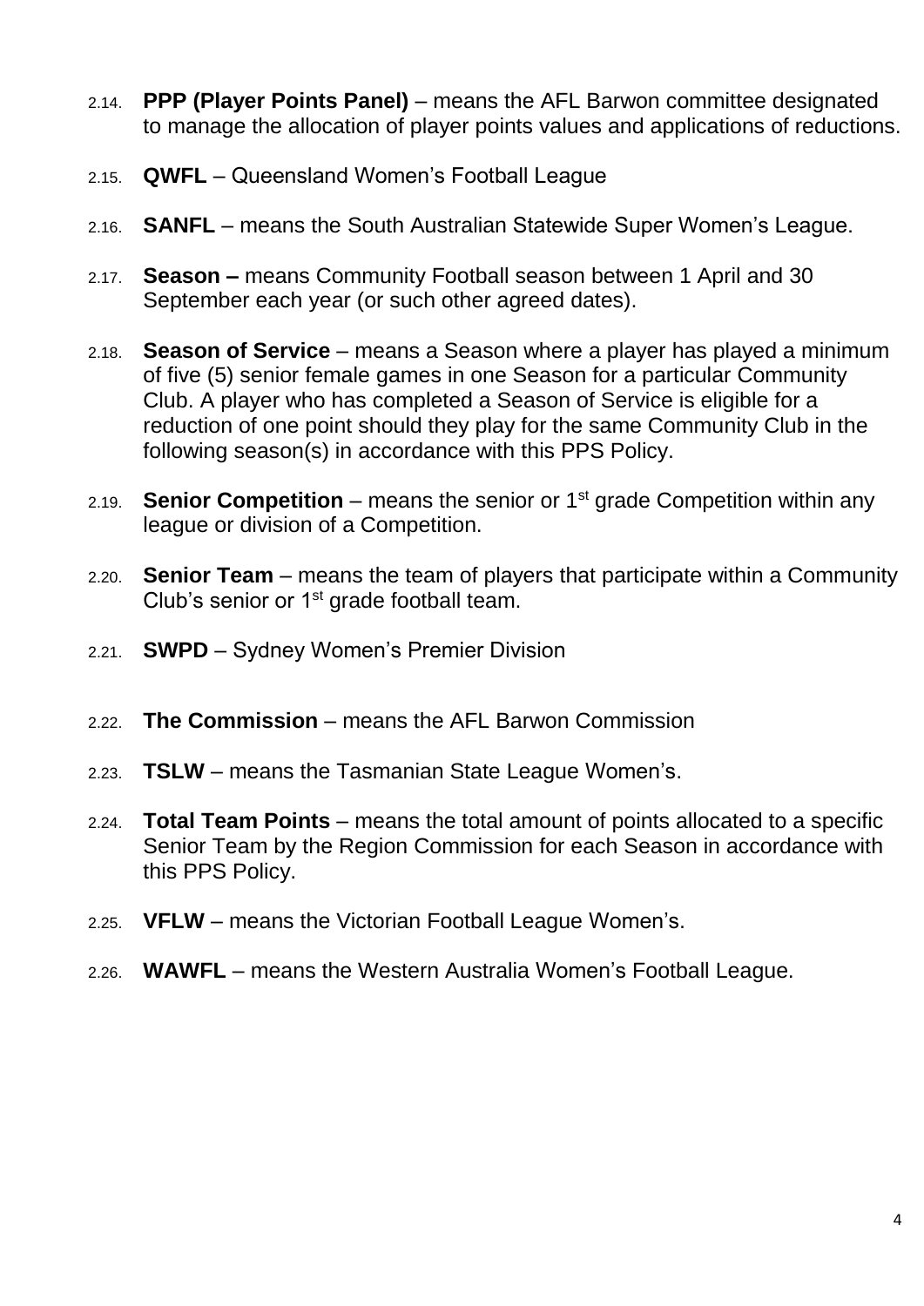2.14. **PPP (Player Points Panel)** – means the AFL Barwon committee designated to manage the allocation of player points values and applications of reductions.

2.15. **QWFL** – Queensland Women's Football League

2.16. **SANFL** – means the South Australian Statewide Super Women's League.

2.17. **Season –** means Community Football season between 1 April and 30 September each year (or such other agreed dates).

2.18. **Season of Service** – means a Season where a player has played a minimum of five (5) senior female games in one Season for a particular Community Club. A player who has completed a Season of Service is eligible for a reduction of one point should they play for the same Community Club in the following season(s) in accordance with this PPS Policy.

2.19. **Senior Competition** – means the senior or 1st grade Competition within any league or division of a Competition.

2.20. **Senior Team** – means the team of players that participate within a Community Club's senior or 1st grade football team.

2.21. **SWPD** – Sydney Women's Premier Division

2.22. **The Commission** – means the AFL Barwon Commission

2.23. **TSLW** – means the Tasmanian State League Women's.

2.24. **Total Team Points** – means the total amount of points allocated to a specific Senior Team by the Region Commission for each Season in accordance with this PPS Policy.

2.25. **VFLW** – means the Victorian Football League Women's.

2.26. **WAWFL** – means the Western Australia Women's Football League.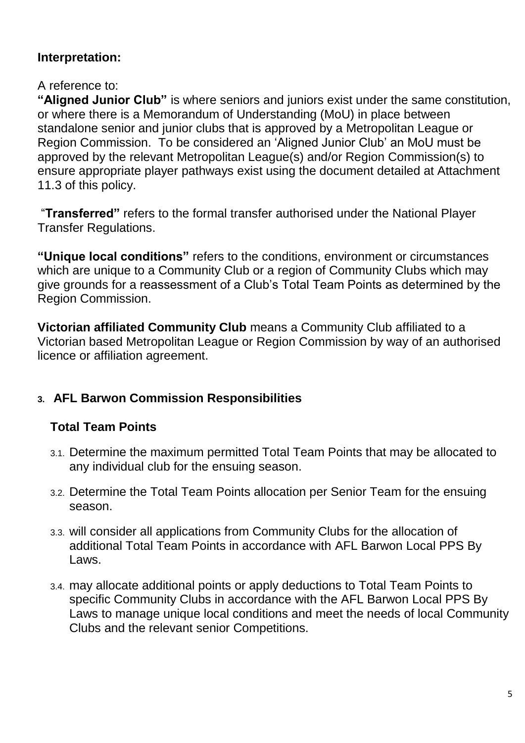**Interpretation:**

A reference to:

**"Aligned Junior Club"** is where seniors and juniors exist under the same constitution, or where there is a Memorandum of Understanding (MoU) in place between standalone senior and junior clubs that is approved by a Metropolitan League or Region Commission. To be considered an 'Aligned Junior Club' an MoU must be approved by the relevant Metropolitan League(s) and/or Region Commission(s) to ensure appropriate player pathways exist using the document detailed at Attachment 11.3 of this policy.

"**Transferred"** refers to the formal transfer authorised under the National Player Transfer Regulations.

**"Unique local conditions"** refers to the conditions, environment or circumstances which are unique to a Community Club or a region of Community Clubs which may give grounds for a reassessment of a Club's Total Team Points as determined by the Region Commission.

**Victorian affiliated Community Club** means a Community Club affiliated to a Victorian based Metropolitan League or Region Commission by way of an authorised licence or affiliation agreement.

## 3. AFL Barwon Commission Responsibilities

### Total Team Points

3.1. Determine the maximum permitted Total Team Points that may be allocated to any individual club for the ensuing season.

3.2. Determine the Total Team Points allocation per Senior Team for the ensuing season.

3.3. will consider all applications from Community Clubs for the allocation of additional Total Team Points in accordance with AFL Barwon Local PPS By Laws.

3.4. may allocate additional points or apply deductions to Total Team Points to specific Community Clubs in accordance with the AFL Barwon Local PPS By Laws to manage unique local conditions and meet the needs of local Community Clubs and the relevant senior Competitions.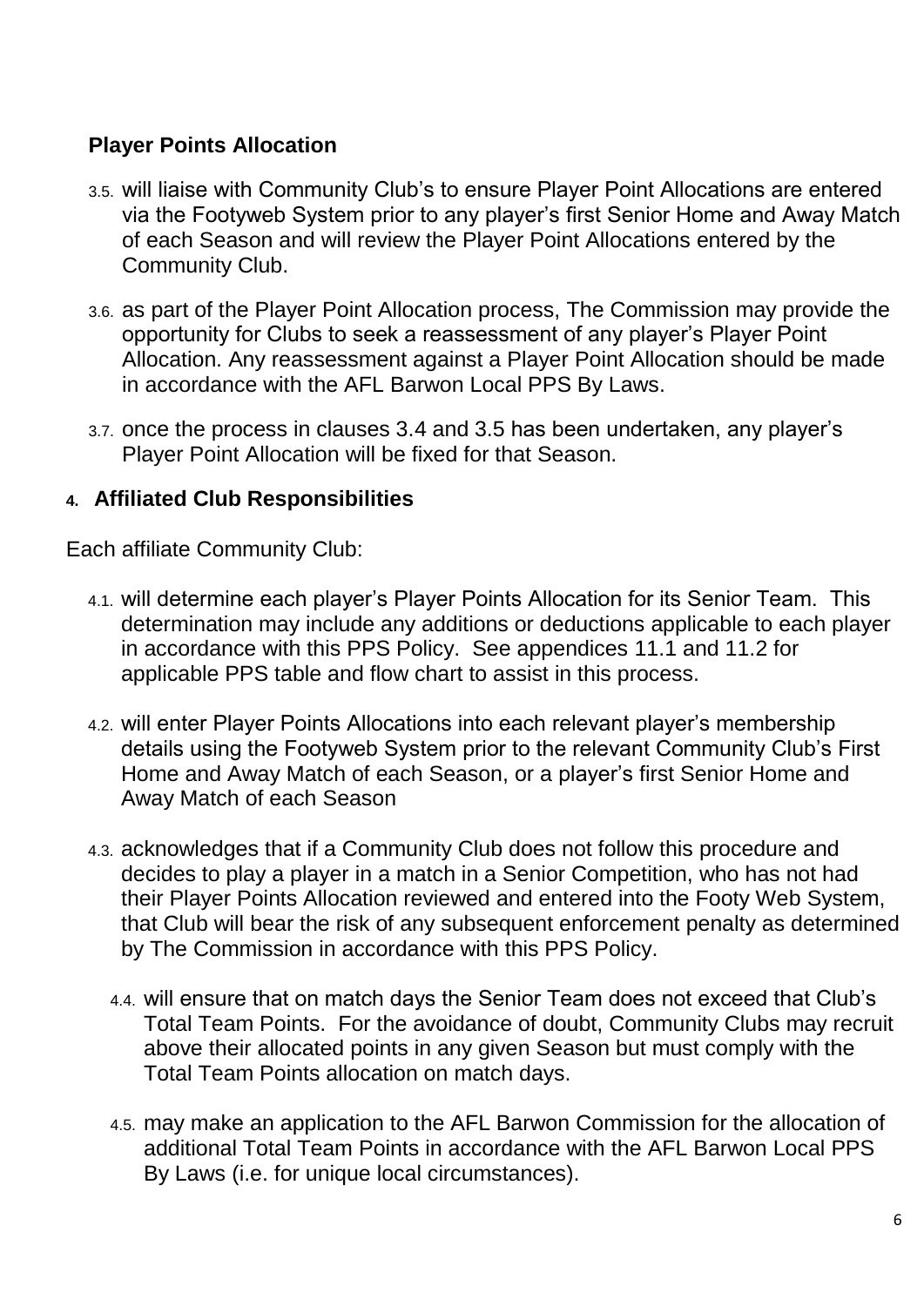### Player Points Allocation

3.5. will liaise with Community Club's to ensure Player Point Allocations are entered via the Footyweb System prior to any player's first Senior Home and Away Match of each Season and will review the Player Point Allocations entered by the Community Club.

3.6. as part of the Player Point Allocation process, The Commission may provide the opportunity for Clubs to seek a reassessment of any player's Player Point Allocation. Any reassessment against a Player Point Allocation should be made in accordance with the AFL Barwon Local PPS By Laws.

3.7. once the process in clauses 3.4 and 3.5 has been undertaken, any player's Player Point Allocation will be fixed for that Season.

## 4. Affiliated Club Responsibilities

Each affiliate Community Club:

4.1. will determine each player's Player Points Allocation for its Senior Team. This determination may include any additions or deductions applicable to each player in accordance with this PPS Policy. See appendices 11.1 and 11.2 for applicable PPS table and flow chart to assist in this process.

4.2. will enter Player Points Allocations into each relevant player's membership details using the Footyweb System prior to the relevant Community Club's First Home and Away Match of each Season, or a player's first Senior Home and Away Match of each Season

4.3. acknowledges that if a Community Club does not follow this procedure and decides to play a player in a match in a Senior Competition, who has not had their Player Points Allocation reviewed and entered into the Footy Web System, that Club will bear the risk of any subsequent enforcement penalty as determined by The Commission in accordance with this PPS Policy.

4.4. will ensure that on match days the Senior Team does not exceed that Club's Total Team Points. For the avoidance of doubt, Community Clubs may recruit above their allocated points in any given Season but must comply with the Total Team Points allocation on match days.

4.5. may make an application to the AFL Barwon Commission for the allocation of additional Total Team Points in accordance with the AFL Barwon Local PPS By Laws (i.e. for unique local circumstances).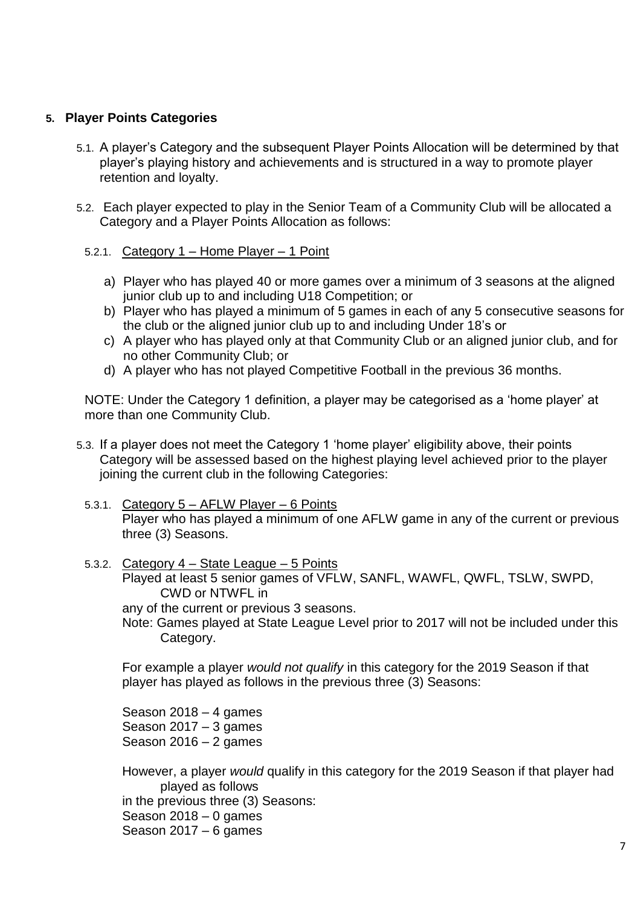## 5. Player Points Categories

5.1. A player's Category and the subsequent Player Points Allocation will be determined by that player's playing history and achievements and is structured in a way to promote player retention and loyalty.

5.2. Each player expected to play in the Senior Team of a Community Club will be allocated a Category and a Player Points Allocation as follows:

5.2.1. Category 1 – Home Player – 1 Point

a) Player who has played 40 or more games over a minimum of 3 seasons at the aligned junior club up to and including U18 Competition; or
b) Player who has played a minimum of 5 games in each of any 5 consecutive seasons for the club or the aligned junior club up to and including Under 18's or
c) A player who has played only at that Community Club or an aligned junior club, and for no other Community Club; or
d) A player who has not played Competitive Football in the previous 36 months.

NOTE: Under the Category 1 definition, a player may be categorised as a 'home player' at more than one Community Club.

5.3. If a player does not meet the Category 1 'home player' eligibility above, their points Category will be assessed based on the highest playing level achieved prior to the player joining the current club in the following Categories:

5.3.1. Category 5 – AFLW Player – 6 Points
Player who has played a minimum of one AFLW game in any of the current or previous three (3) Seasons.

5.3.2. Category 4 – State League – 5 Points
Played at least 5 senior games of VFLW, SANFL, WAWFL, QWFL, TSLW, SWPD, CWD or NTWFL in any of the current or previous 3 seasons.
Note: Games played at State League Level prior to 2017 will not be included under this Category.

For example a player *would not qualify* in this category for the 2019 Season if that player has played as follows in the previous three (3) Seasons:

Season 2018 – 4 games
Season 2017 – 3 games
Season 2016 – 2 games

However, a player *would* qualify in this category for the 2019 Season if that player had played as follows in the previous three (3) Seasons:
Season 2018 – 0 games
Season 2017 – 6 games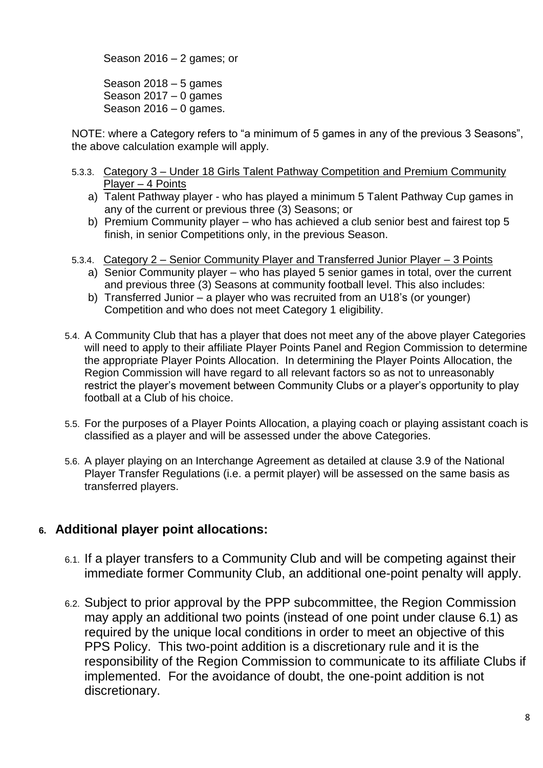Season 2016 – 2 games; or

Season 2018 – 5 games
Season 2017 – 0 games
Season 2016 – 0 games.

NOTE: where a Category refers to "a minimum of 5 games in any of the previous 3 Seasons", the above calculation example will apply.

5.3.3. Category 3 – Under 18 Girls Talent Pathway Competition and Premium Community Player – 4 Points

a) Talent Pathway player - who has played a minimum 5 Talent Pathway Cup games in any of the current or previous three (3) Seasons; or
b) Premium Community player – who has achieved a club senior best and fairest top 5 finish, in senior Competitions only, in the previous Season.

5.3.4. Category 2 – Senior Community Player and Transferred Junior Player – 3 Points

a) Senior Community player – who has played 5 senior games in total, over the current and previous three (3) Seasons at community football level. This also includes:
b) Transferred Junior – a player who was recruited from an U18's (or younger) Competition and who does not meet Category 1 eligibility.

5.4. A Community Club that has a player that does not meet any of the above player Categories will need to apply to their affiliate Player Points Panel and Region Commission to determine the appropriate Player Points Allocation. In determining the Player Points Allocation, the Region Commission will have regard to all relevant factors so as not to unreasonably restrict the player's movement between Community Clubs or a player's opportunity to play football at a Club of his choice.

5.5. For the purposes of a Player Points Allocation, a playing coach or playing assistant coach is classified as a player and will be assessed under the above Categories.

5.6. A player playing on an Interchange Agreement as detailed at clause 3.9 of the National Player Transfer Regulations (i.e. a permit player) will be assessed on the same basis as transferred players.

## 6. Additional player point allocations:

6.1. If a player transfers to a Community Club and will be competing against their immediate former Community Club, an additional one-point penalty will apply.

6.2. Subject to prior approval by the PPP subcommittee, the Region Commission may apply an additional two points (instead of one point under clause 6.1) as required by the unique local conditions in order to meet an objective of this PPS Policy. This two-point addition is a discretionary rule and it is the responsibility of the Region Commission to communicate to its affiliate Clubs if implemented. For the avoidance of doubt, the one-point addition is not discretionary.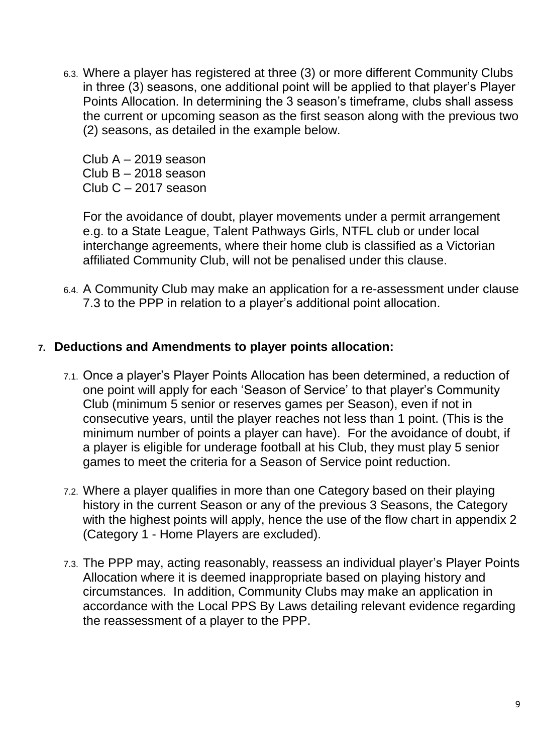6.3. Where a player has registered at three (3) or more different Community Clubs in three (3) seasons, one additional point will be applied to that player's Player Points Allocation. In determining the 3 season's timeframe, clubs shall assess the current or upcoming season as the first season along with the previous two (2) seasons, as detailed in the example below.

Club A – 2019 season  
Club B – 2018 season  
Club C – 2017 season

For the avoidance of doubt, player movements under a permit arrangement e.g. to a State League, Talent Pathways Girls, NTFL club or under local interchange agreements, where their home club is classified as a Victorian affiliated Community Club, will not be penalised under this clause.

6.4. A Community Club may make an application for a re-assessment under clause 7.3 to the PPP in relation to a player's additional point allocation.

## 7. Deductions and Amendments to player points allocation:

7.1. Once a player's Player Points Allocation has been determined, a reduction of one point will apply for each 'Season of Service' to that player's Community Club (minimum 5 senior or reserves games per Season), even if not in consecutive years, until the player reaches not less than 1 point. (This is the minimum number of points a player can have). For the avoidance of doubt, if a player is eligible for underage football at his Club, they must play 5 senior games to meet the criteria for a Season of Service point reduction.

7.2. Where a player qualifies in more than one Category based on their playing history in the current Season or any of the previous 3 Seasons, the Category with the highest points will apply, hence the use of the flow chart in appendix 2 (Category 1 - Home Players are excluded).

7.3. The PPP may, acting reasonably, reassess an individual player's Player Points Allocation where it is deemed inappropriate based on playing history and circumstances. In addition, Community Clubs may make an application in accordance with the Local PPS By Laws detailing relevant evidence regarding the reassessment of a player to the PPP.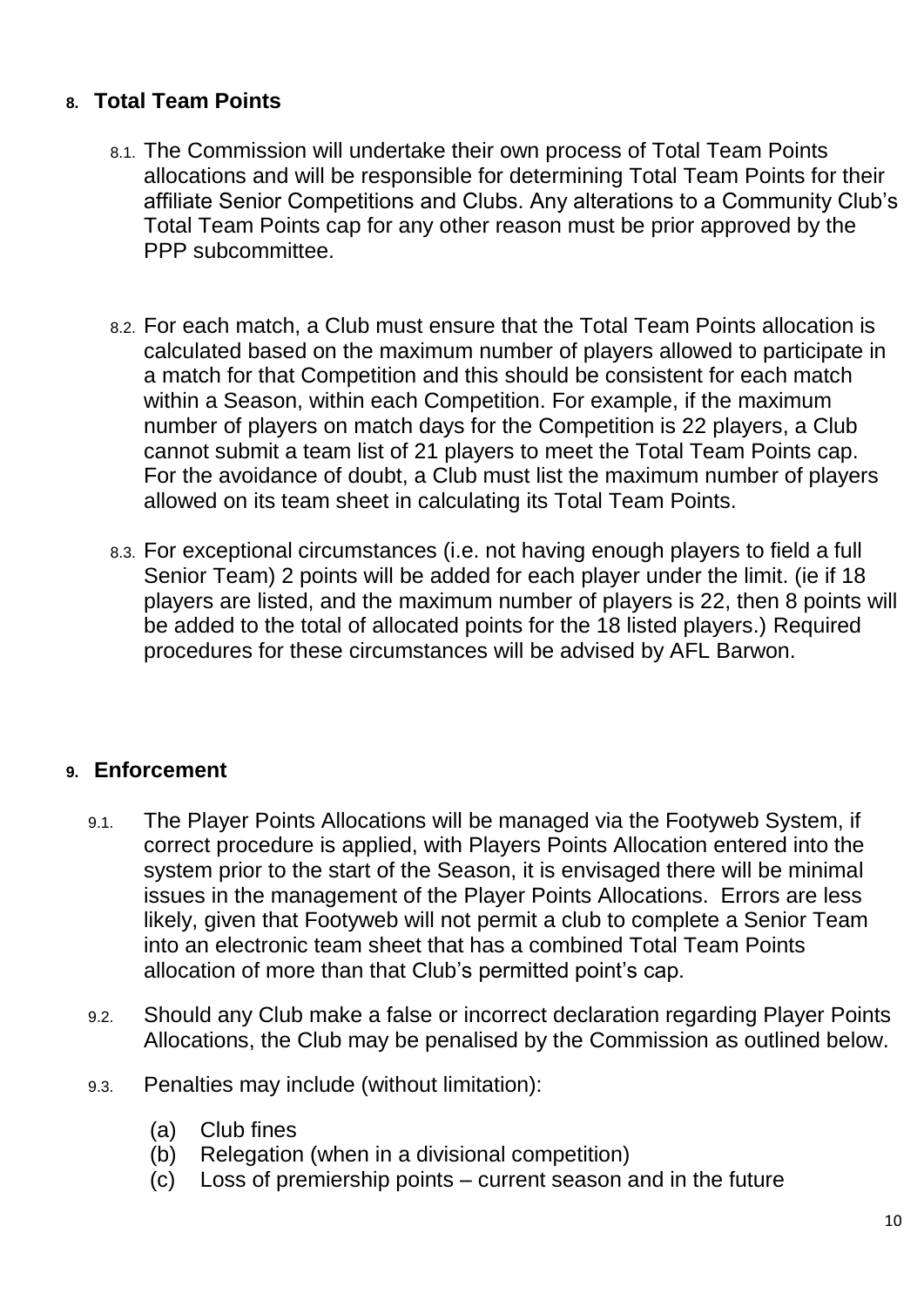## 8. Total Team Points

8.1. The Commission will undertake their own process of Total Team Points allocations and will be responsible for determining Total Team Points for their affiliate Senior Competitions and Clubs. Any alterations to a Community Club's Total Team Points cap for any other reason must be prior approved by the PPP subcommittee.

8.2. For each match, a Club must ensure that the Total Team Points allocation is calculated based on the maximum number of players allowed to participate in a match for that Competition and this should be consistent for each match within a Season, within each Competition. For example, if the maximum number of players on match days for the Competition is 22 players, a Club cannot submit a team list of 21 players to meet the Total Team Points cap. For the avoidance of doubt, a Club must list the maximum number of players allowed on its team sheet in calculating its Total Team Points.

8.3. For exceptional circumstances (i.e. not having enough players to field a full Senior Team) 2 points will be added for each player under the limit. (ie if 18 players are listed, and the maximum number of players is 22, then 8 points will be added to the total of allocated points for the 18 listed players.) Required procedures for these circumstances will be advised by AFL Barwon.

## 9. Enforcement

9.1. The Player Points Allocations will be managed via the Footyweb System, if correct procedure is applied, with Players Points Allocation entered into the system prior to the start of the Season, it is envisaged there will be minimal issues in the management of the Player Points Allocations. Errors are less likely, given that Footyweb will not permit a club to complete a Senior Team into an electronic team sheet that has a combined Total Team Points allocation of more than that Club's permitted point's cap.

9.2. Should any Club make a false or incorrect declaration regarding Player Points Allocations, the Club may be penalised by the Commission as outlined below.

9.3. Penalties may include (without limitation):

(a) Club fines
(b) Relegation (when in a divisional competition)
(c) Loss of premiership points – current season and in the future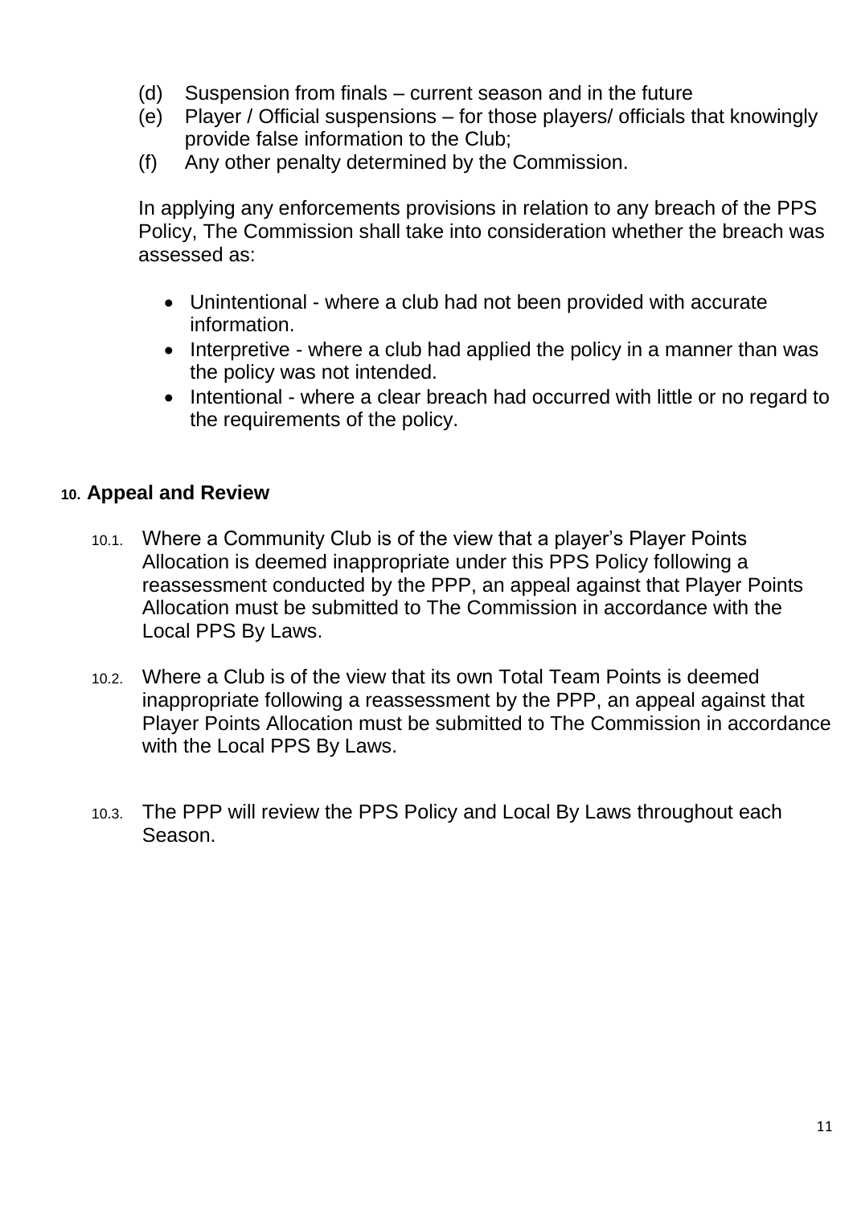(d) Suspension from finals – current season and in the future
(e) Player / Official suspensions – for those players/ officials that knowingly provide false information to the Club;
(f) Any other penalty determined by the Commission.

In applying any enforcements provisions in relation to any breach of the PPS Policy, The Commission shall take into consideration whether the breach was assessed as:

- Unintentional - where a club had not been provided with accurate information.
- Interpretive - where a club had applied the policy in a manner than was the policy was not intended.
- Intentional - where a clear breach had occurred with little or no regard to the requirements of the policy.

## 10. Appeal and Review

10.1. Where a Community Club is of the view that a player's Player Points Allocation is deemed inappropriate under this PPS Policy following a reassessment conducted by the PPP, an appeal against that Player Points Allocation must be submitted to The Commission in accordance with the Local PPS By Laws.

10.2. Where a Club is of the view that its own Total Team Points is deemed inappropriate following a reassessment by the PPP, an appeal against that Player Points Allocation must be submitted to The Commission in accordance with the Local PPS By Laws.

10.3. The PPP will review the PPS Policy and Local By Laws throughout each Season.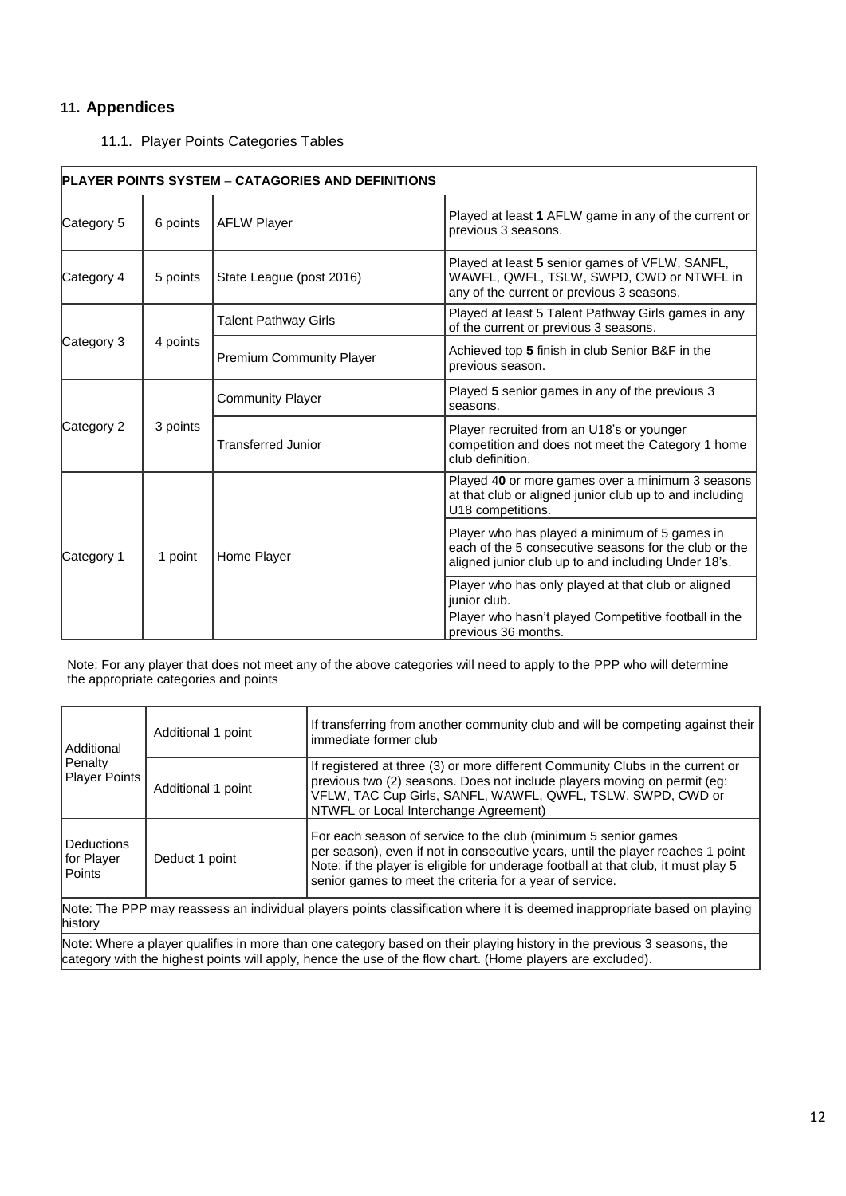## 11. Appendices

### 11.1. Player Points Categories Tables

| PLAYER POINTS SYSTEM – CATAGORIES AND DEFINITIONS | | | |
|---|---|---|---|
| Category 5 | 6 points | AFLW Player | Played at least **1** AFLW game in any of the current or previous 3 seasons. |
| Category 4 | 5 points | State League (post 2016) | Played at least **5** senior games of VFLW, SANFL, WAWFL, QWFL, TSLW, SWPD, CWD or NTWFL in any of the current or previous 3 seasons. |
| Category 3 | 4 points | Talent Pathway Girls | Played at least 5 Talent Pathway Girls games in any of the current or previous 3 seasons. |
| | | Premium Community Player | Achieved top **5** finish in club Senior B&F in the previous season. |
| Category 2 | 3 points | Community Player | Played **5** senior games in any of the previous 3 seasons. |
| | | Transferred Junior | Player recruited from an U18's or younger competition and does not meet the Category 1 home club definition. |
| Category 1 | 1 point | Home Player | Played 4**0** or more games over a minimum 3 seasons at that club or aligned junior club up to and including U18 competitions. |
| | | | Player who has played a minimum of 5 games in each of the 5 consecutive seasons for the club or the aligned junior club up to and including Under 18's. |
| | | | Player who has only played at that club or aligned junior club. |
| | | | Player who hasn't played Competitive football in the previous 36 months. |

Note: For any player that does not meet any of the above categories will need to apply to the PPP who will determine the appropriate categories and points

| | | |
|---|---|---|
| Additional Penalty Player Points | Additional 1 point | If transferring from another community club and will be competing against their immediate former club |
| | Additional 1 point | If registered at three (3) or more different Community Clubs in the current or previous two (2) seasons. Does not include players moving on permit (eg: VFLW, TAC Cup Girls, SANFL, WAWFL, QWFL, TSLW, SWPD, CWD or NTWFL or Local Interchange Agreement) |
| Deductions for Player Points | Deduct 1 point | For each season of service to the club (minimum 5 senior games per season), even if not in consecutive years, until the player reaches 1 point Note: if the player is eligible for underage football at that club, it must play 5 senior games to meet the criteria for a year of service. |

Note: The PPP may reassess an individual players points classification where it is deemed inappropriate based on playing history

Note: Where a player qualifies in more than one category based on their playing history in the previous 3 seasons, the category with the highest points will apply, hence the use of the flow chart. (Home players are excluded).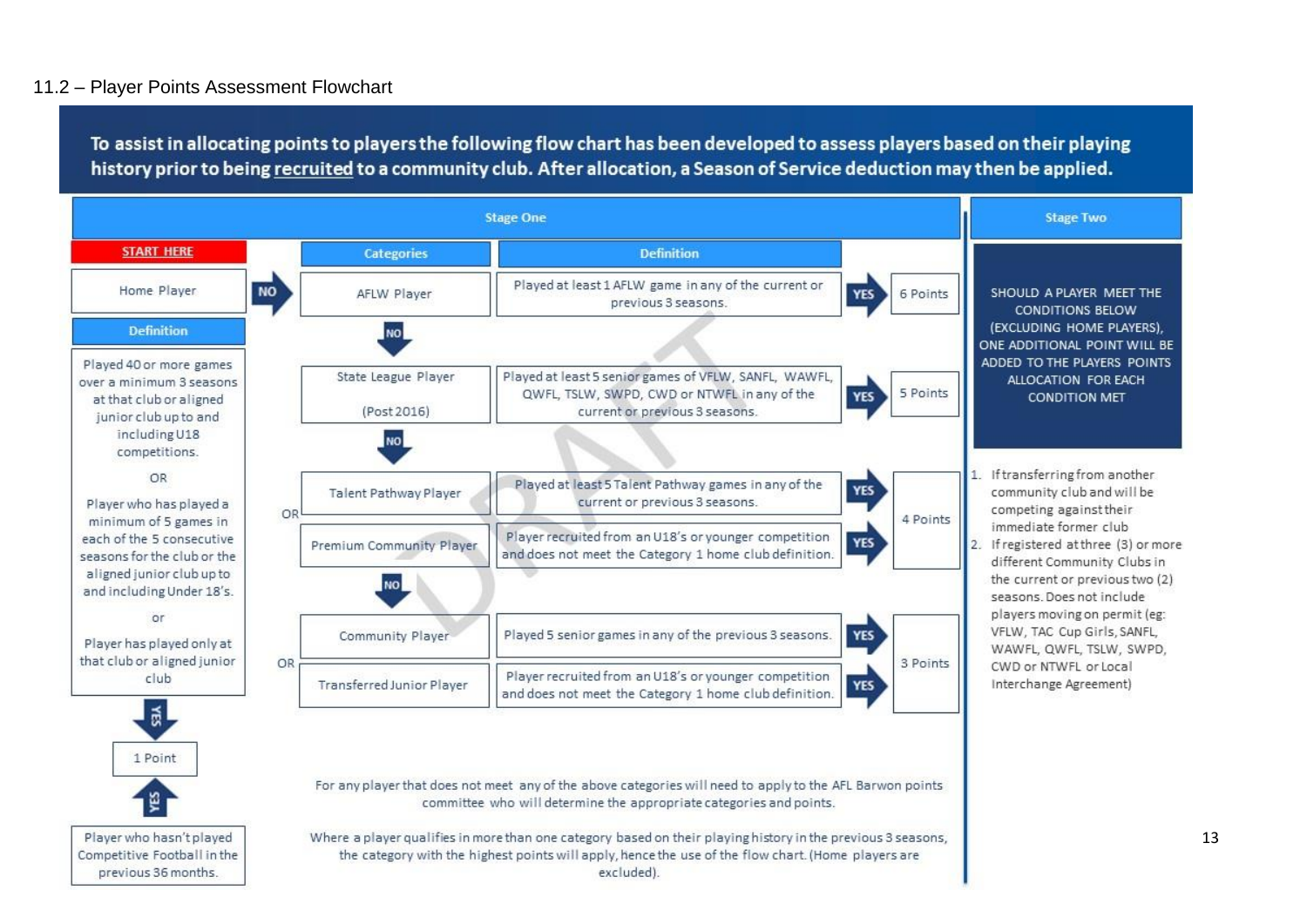## 11.2 – Player Points Assessment Flowchart

**To assist in allocating points to players the following flow chart has been developed to assess players based on their playing history prior to being recruited to a community club. After allocation, a Season of Service deduction may then be applied.**

### Stage One

**START HERE**

**Home Player**

**Definition**

Played 40 or more games over a minimum 3 seasons at that club or aligned junior club up to and including U18 competitions.

OR

Player who has played a minimum of 5 games in each of the 5 consecutive seasons for the club or the aligned junior club up to and including Under 18's.

or

Player has played only at that club or aligned junior club

YES → 1 Point

YES ↑ Player who hasn't played Competitive Football in the previous 36 months.

Home Player: NO →

| Categories | Definition | | Points |
|---|---|---|---|
| AFLW Player | Played at least 1 AFLW game in any of the current or previous 3 seasons. | YES | 6 Points |
| NO ↓ | | | |
| State League Player (Post 2016) | Played at least 5 senior games of VFLW, SANFL, WAWFL, QWFL, TSLW, SWPD, CWD or NTWFL in any of the current or previous 3 seasons. | YES | 5 Points |
| NO ↓ | | | |
| Talent Pathway Player | Played at least 5 Talent Pathway games in any of the current or previous 3 seasons. | YES | 4 Points |
| OR Premium Community Player | Player recruited from an U18's or younger competition and does not meet the Category 1 home club definition. | YES | 4 Points |
| NO ↓ | | | |
| Community Player | Played 5 senior games in any of the previous 3 seasons. | YES | 3 Points |
| OR Transferred Junior Player | Player recruited from an U18's or younger competition and does not meet the Category 1 home club definition. | YES | 3 Points |

For any player that does not meet any of the above categories will need to apply to the AFL Barwon points committee who will determine the appropriate categories and points.

Where a player qualifies in more than one category based on their playing history in the previous 3 seasons, the category with the highest points will apply, hence the use of the flow chart. (Home players are excluded).

### Stage Two

SHOULD A PLAYER MEET THE CONDITIONS BELOW (EXCLUDING HOME PLAYERS), ONE ADDITIONAL POINT WILL BE ADDED TO THE PLAYERS POINTS ALLOCATION FOR EACH CONDITION MET

1. If transferring from another community club and will be competing against their immediate former club
2. If registered at three (3) or more different Community Clubs in the current or previous two (2) seasons. Does not include players moving on permit (eg: VFLW, TAC Cup Girls, SANFL, WAWFL, QWFL, TSLW, SWPD, CWD or NTWFL or Local Interchange Agreement)